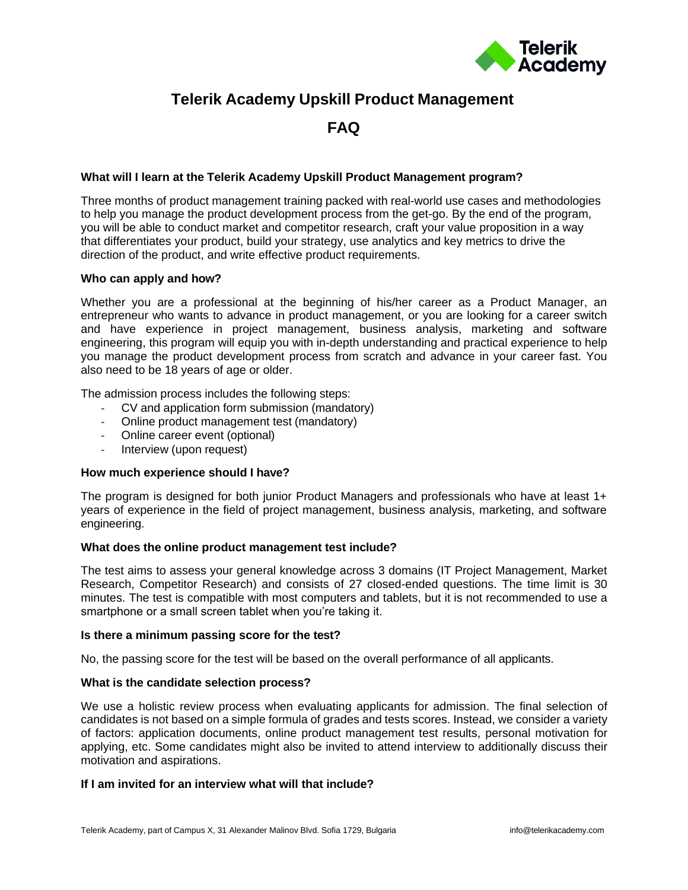# Telerik Academy Upskill Product Management

# FAQ

### What will I learn at the Telerik Academy Upskill Product Management program?

Three months of product management training packed with real-world use cases and methodologies to help you manage the product development process from the get-go. By the end of the program, you will be able to conduct market and competitor research, craft your value proposition in a way that differentiates your product, build your strategy, use analytics and key metrics to drive the direction of the product, and write effective product requirements.

### Who can apply and how?

Whether you are a professional at the beginning of his/her career as a Product Manager, an entrepreneur who wants to advance in product management, or you are looking for a career switch and have experience in project management, business analysis, marketing and software engineering, this program will equip you with in-depth understanding and practical experience to help you manage the product development process from scratch and advance in your career fast. You also need to be 18 years of age or older.

The admission process includes the following steps:

- CV and application form submission (mandatory)
- Online product management test (mandatory)
- Online career event (optional)
- Interview (upon request)

### How much experience should I have?

The program is designed for both junior Product Managers and professionals who have at least 1+ years of experience in the field of project management, business analysis, marketing, and software engineering.

### What does the online product management test include?

The test aims to assess your general knowledge across 3 domains (IT Project Management, Market Research, Competitor Research) and consists of 27 closed-ended questions. The time limit is 30 minutes. The test is compatible with most computers and tablets, but it is not recommended to use a smartphone or a small screen tablet when you're taking it.

### Is there a minimum passing score for the test?

No, the passing score for the test will be based on the overall performance of all applicants.

### What is the candidate selection process?

We use a holistic review process when evaluating applicants for admission. The final selection of candidates is not based on a simple formula of grades and tests scores. Instead, we consider a variety of factors: application documents, online product management test results, personal motivation for applying, etc. Some candidates might also be invited to attend interview to additionally discuss their motivation and aspirations.

### If I am invited for an interview what will that include?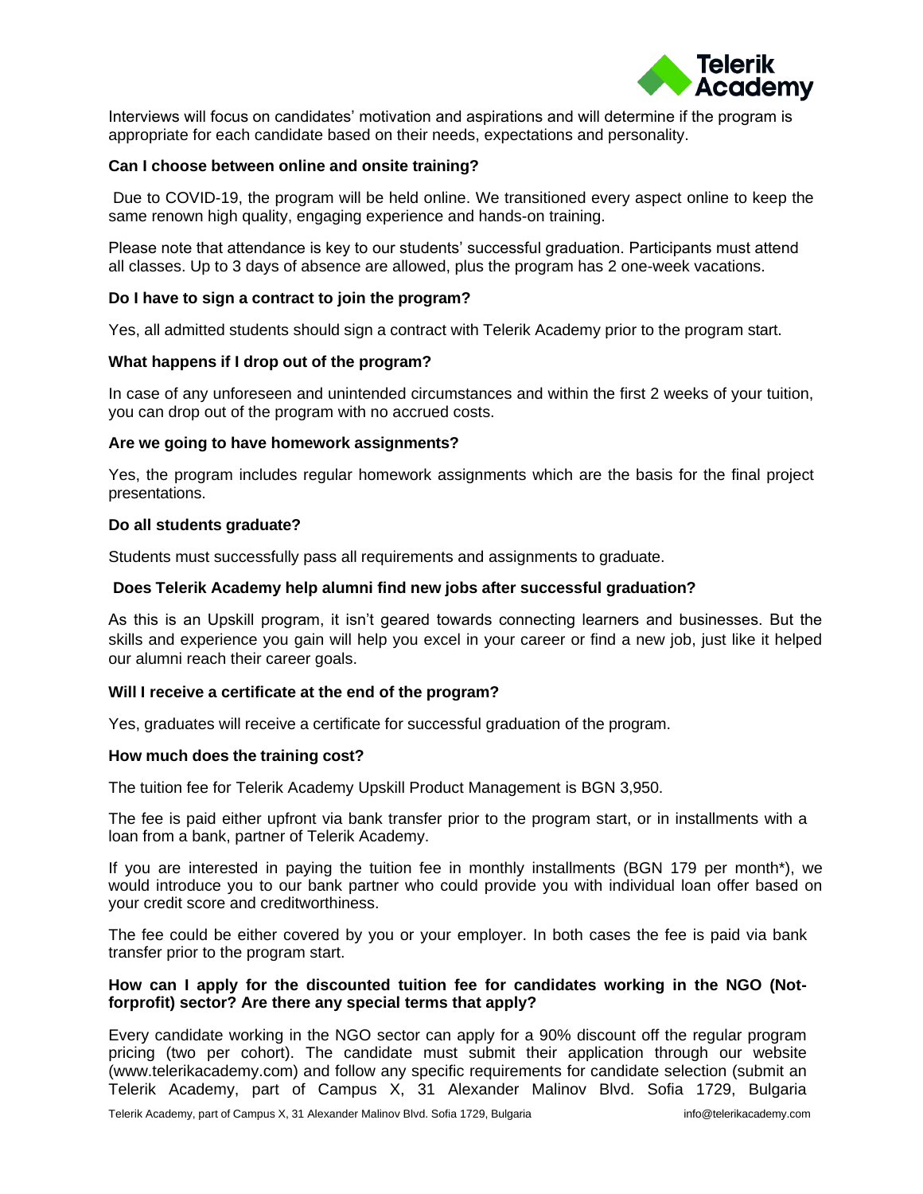Interviews will focus on candidates' motivation and aspirations and will determine if the program is appropriate for each candidate based on their needs, expectations and personality.

**Can I choose between online and onsite training?**

Due to COVID-19, the program will be held online. We transitioned every aspect online to keep the same renown high quality, engaging experience and hands-on training.

Please note that attendance is key to our students' successful graduation. Participants must attend all classes. Up to 3 days of absence are allowed, plus the program has 2 one-week vacations.

**Do I have to sign a contract to join the program?**

Yes, all admitted students should sign a contract with Telerik Academy prior to the program start.

**What happens if I drop out of the program?**

In case of any unforeseen and unintended circumstances and within the first 2 weeks of your tuition, you can drop out of the program with no accrued costs.

**Are we going to have homework assignments?**

Yes, the program includes regular homework assignments which are the basis for the final project presentations.

**Do all students graduate?**

Students must successfully pass all requirements and assignments to graduate.

**Does Telerik Academy help alumni find new jobs after successful graduation?**

As this is an Upskill program, it isn't geared towards connecting learners and businesses. But the skills and experience you gain will help you excel in your career or find a new job, just like it helped our alumni reach their career goals.

**Will I receive a certificate at the end of the program?**

Yes, graduates will receive a certificate for successful graduation of the program.

**How much does the training cost?**

The tuition fee for Telerik Academy Upskill Product Management is BGN 3,950.

The fee is paid either upfront via bank transfer prior to the program start, or in installments with a loan from a bank, partner of Telerik Academy.

If you are interested in paying the tuition fee in monthly installments (BGN 179 per month*), we would introduce you to our bank partner who could provide you with individual loan offer based on your credit score and creditworthiness.

The fee could be either covered by you or your employer. In both cases the fee is paid via bank transfer prior to the program start.

**How can I apply for the discounted tuition fee for candidates working in the NGO (Not-forprofit) sector? Are there any special terms that apply?**

Every candidate working in the NGO sector can apply for a 90% discount off the regular program pricing (two per cohort). The candidate must submit their application through our website (www.telerikacademy.com) and follow any specific requirements for candidate selection (submit an Telerik Academy, part of Campus X, 31 Alexander Malinov Blvd. Sofia 1729, Bulgaria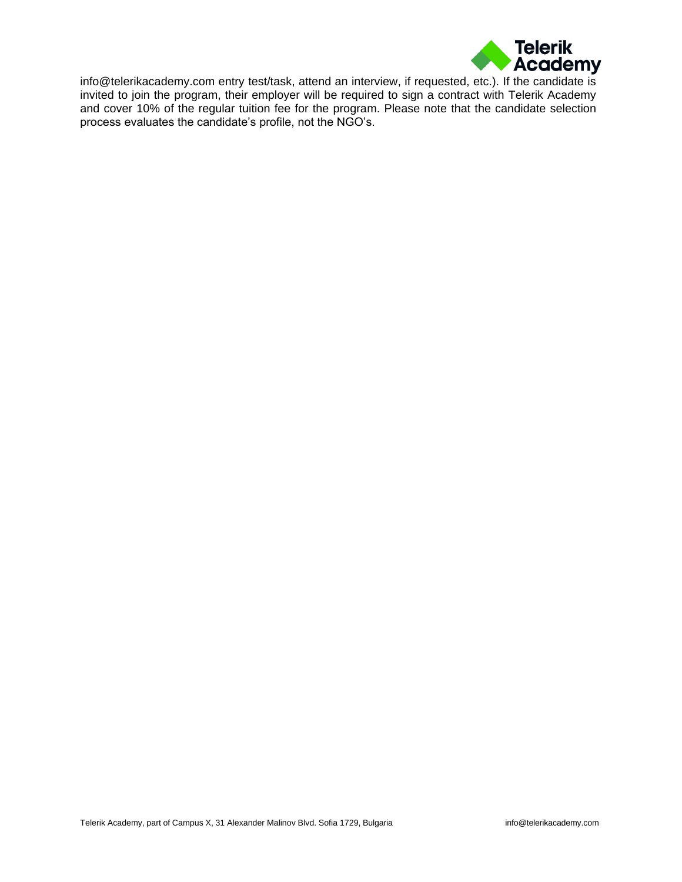info@telerikacademy.com entry test/task, attend an interview, if requested, etc.). If the candidate is invited to join the program, their employer will be required to sign a contract with Telerik Academy and cover 10% of the regular tuition fee for the program. Please note that the candidate selection process evaluates the candidate's profile, not the NGO's.